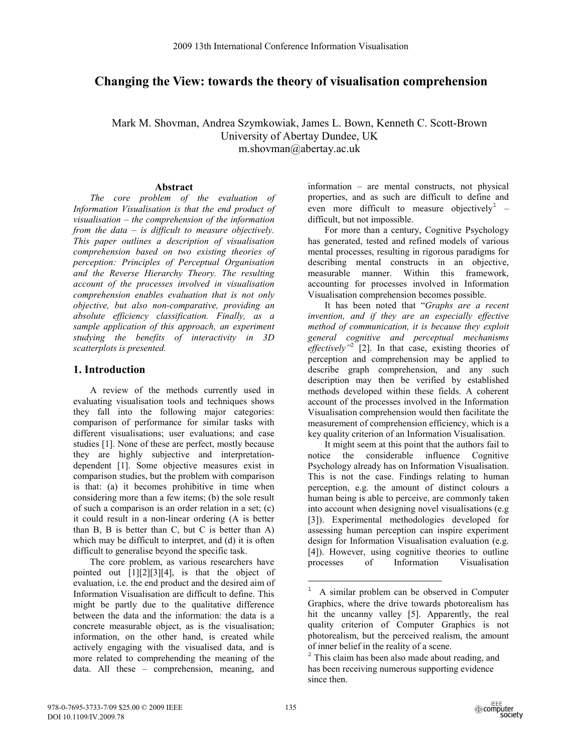# Changing the View: towards the theory of visualisation comprehension

Mark M. Shovman, Andrea Szymkowiak, James L. Bown, Kenneth C. Scott-Brown
University of Abertay Dundee, UK
m.shovman@abertay.ac.uk

## Abstract

*The core problem of the evaluation of Information Visualisation is that the end product of visualisation – the comprehension of the information from the data – is difficult to measure objectively. This paper outlines a description of visualisation comprehension based on two existing theories of perception: Principles of Perceptual Organisation and the Reverse Hierarchy Theory. The resulting account of the processes involved in visualisation comprehension enables evaluation that is not only objective, but also non-comparative, providing an absolute efficiency classification. Finally, as a sample application of this approach, an experiment studying the benefits of interactivity in 3D scatterplots is presented.*

## 1. Introduction

A review of the methods currently used in evaluating visualisation tools and techniques shows they fall into the following major categories: comparison of performance for similar tasks with different visualisations; user evaluations; and case studies [1]. None of these are perfect, mostly because they are highly subjective and interpretation-dependent [1]. Some objective measures exist in comparison studies, but the problem with comparison is that: (a) it becomes prohibitive in time when considering more than a few items; (b) the sole result of such a comparison is an order relation in a set; (c) it could result in a non-linear ordering (A is better than B, B is better than C, but C is better than A) which may be difficult to interpret, and (d) it is often difficult to generalise beyond the specific task.

The core problem, as various researchers have pointed out [1][2][3][4], is that the object of evaluation, i.e. the end product and the desired aim of Information Visualisation are difficult to define. This might be partly due to the qualitative difference between the data and the information: the data is a concrete measurable object, as is the visualisation; information, on the other hand, is created while actively engaging with the visualised data, and is more related to comprehending the meaning of the data. All these – comprehension, meaning, and information – are mental constructs, not physical properties, and as such are difficult to define and even more difficult to measure objectively[1] – difficult, but not impossible.

For more than a century, Cognitive Psychology has generated, tested and refined models of various mental processes, resulting in rigorous paradigms for describing mental constructs in an objective, measurable manner. Within this framework, accounting for processes involved in Information Visualisation comprehension becomes possible.

It has been noted that "*Graphs are a recent invention, and if they are an especially effective method of communication, it is because they exploit general cognitive and perceptual mechanisms effectively"*[2] [2]. In that case, existing theories of perception and comprehension may be applied to describe graph comprehension, and any such description may then be verified by established methods developed within these fields. A coherent account of the processes involved in the Information Visualisation comprehension would then facilitate the measurement of comprehension efficiency, which is a key quality criterion of an Information Visualisation.

It might seem at this point that the authors fail to notice the considerable influence Cognitive Psychology already has on Information Visualisation. This is not the case. Findings relating to human perception, e.g. the amount of distinct colours a human being is able to perceive, are commonly taken into account when designing novel visualisations (e.g [3]). Experimental methodologies developed for assessing human perception can inspire experiment design for Information Visualisation evaluation (e.g. [4]). However, using cognitive theories to outline processes of Information Visualisation

[1] A similar problem can be observed in Computer Graphics, where the drive towards photorealism has hit the uncanny valley [5]. Apparently, the real quality criterion of Computer Graphics is not photorealism, but the perceived realism, the amount of inner belief in the reality of a scene.

[2] This claim has been also made about reading, and has been receiving numerous supporting evidence since then.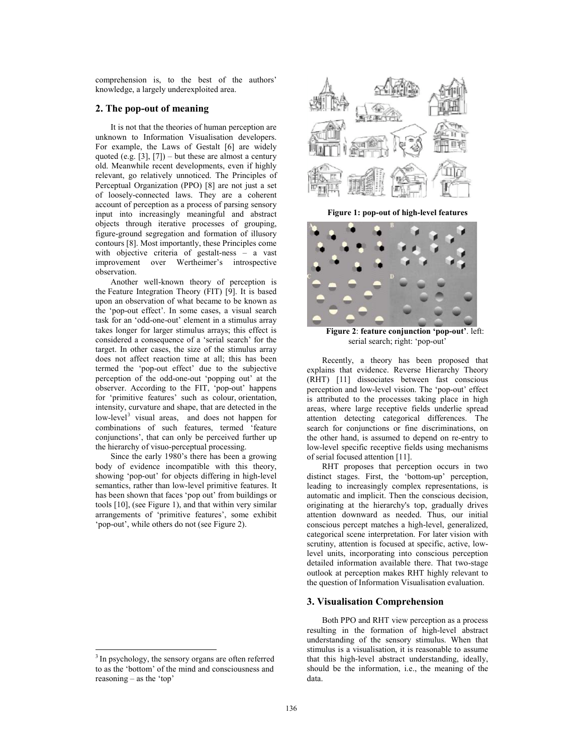comprehension is, to the best of the authors' knowledge, a largely underexploited area.

## 2. The pop-out of meaning

It is not that the theories of human perception are unknown to Information Visualisation developers. For example, the Laws of Gestalt [6] are widely quoted (e.g. [3], [7]) – but these are almost a century old. Meanwhile recent developments, even if highly relevant, go relatively unnoticed. The Principles of Perceptual Organization (PPO) [8] are not just a set of loosely-connected laws. They are a coherent account of perception as a process of parsing sensory input into increasingly meaningful and abstract objects through iterative processes of grouping, figure-ground segregation and formation of illusory contours [8]. Most importantly, these Principles come with objective criteria of gestalt-ness – a vast improvement over Wertheimer's introspective observation.

Another well-known theory of perception is the Feature Integration Theory (FIT) [9]. It is based upon an observation of what became to be known as the 'pop-out effect'. In some cases, a visual search task for an 'odd-one-out' element in a stimulus array takes longer for larger stimulus arrays; this effect is considered a consequence of a 'serial search' for the target. In other cases, the size of the stimulus array does not affect reaction time at all; this has been termed the 'pop-out effect' due to the subjective perception of the odd-one-out 'popping out' at the observer. According to the FIT, 'pop-out' happens for 'primitive features' such as colour, orientation, intensity, curvature and shape, that are detected in the low-level[3] visual areas, and does not happen for combinations of such features, termed 'feature conjunctions', that can only be perceived further up the hierarchy of visuo-perceptual processing.

Since the early 1980's there has been a growing body of evidence incompatible with this theory, showing 'pop-out' for objects differing in high-level semantics, rather than low-level primitive features. It has been shown that faces 'pop out' from buildings or tools [10], (see Figure 1), and that within very similar arrangements of 'primitive features', some exhibit 'pop-out', while others do not (see Figure 2).

**Figure 1: pop-out of high-level features**

**Figure 2**: **feature conjunction 'pop-out'**. left: serial search; right: 'pop-out'

Recently, a theory has been proposed that explains that evidence. Reverse Hierarchy Theory (RHT) [11] dissociates between fast conscious perception and low-level vision. The 'pop-out' effect is attributed to the processes taking place in high areas, where large receptive fields underlie spread attention detecting categorical differences. The search for conjunctions or fine discriminations, on the other hand, is assumed to depend on re-entry to low-level specific receptive fields using mechanisms of serial focused attention [11].

RHT proposes that perception occurs in two distinct stages. First, the 'bottom-up' perception, leading to increasingly complex representations, is automatic and implicit. Then the conscious decision, originating at the hierarchy's top, gradually drives attention downward as needed. Thus, our initial conscious percept matches a high-level, generalized, categorical scene interpretation. For later vision with scrutiny, attention is focused at specific, active, low-level units, incorporating into conscious perception detailed information available there. That two-stage outlook at perception makes RHT highly relevant to the question of Information Visualisation evaluation.

## 3. Visualisation Comprehension

Both PPO and RHT view perception as a process resulting in the formation of high-level abstract understanding of the sensory stimulus. When that stimulus is a visualisation, it is reasonable to assume that this high-level abstract understanding, ideally, should be the information, i.e., the meaning of the data.

[3] In psychology, the sensory organs are often referred to as the 'bottom' of the mind and consciousness and reasoning – as the 'top'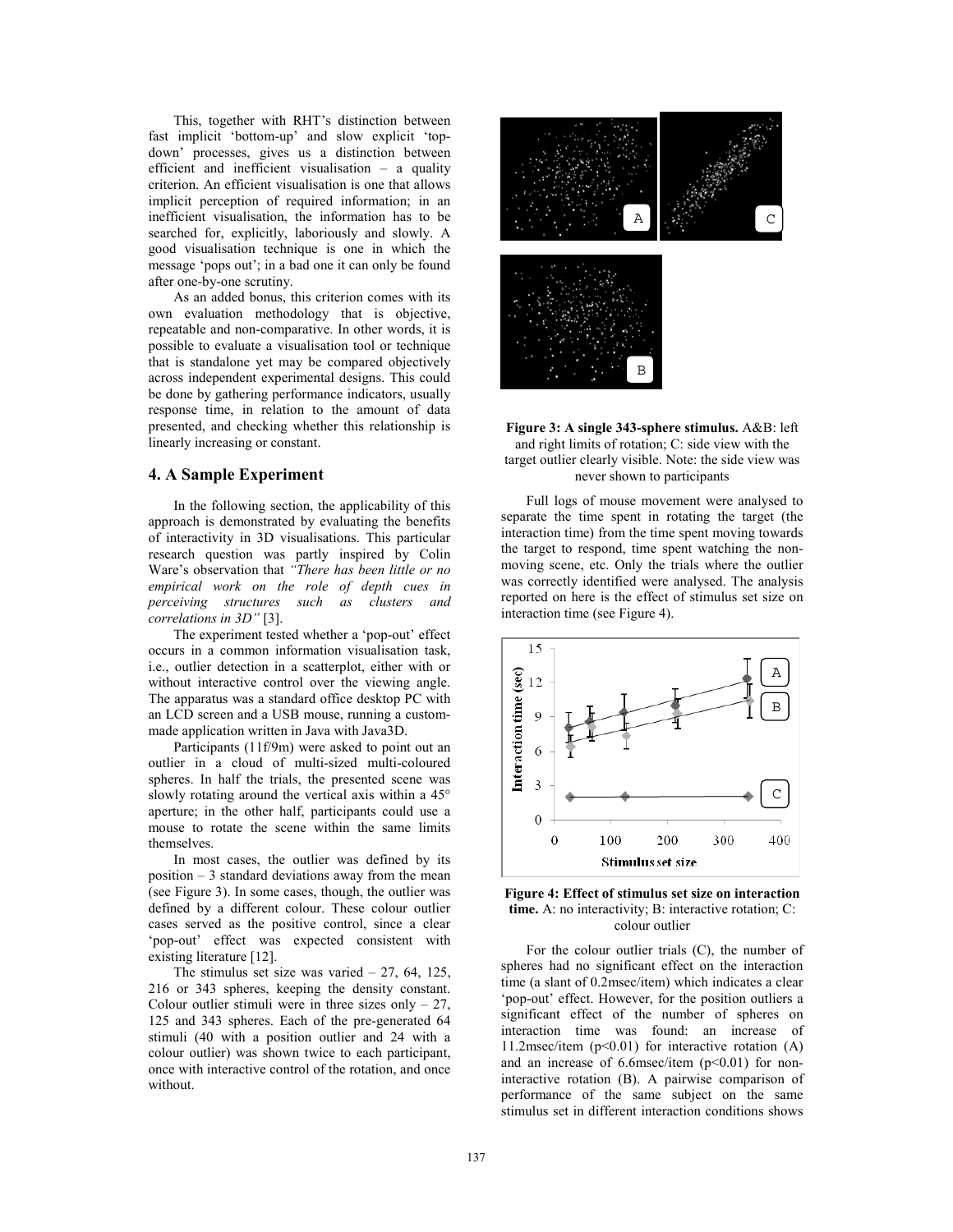This, together with RHT's distinction between fast implicit 'bottom-up' and slow explicit 'top-down' processes, gives us a distinction between efficient and inefficient visualisation – a quality criterion. An efficient visualisation is one that allows implicit perception of required information; in an inefficient visualisation, the information has to be searched for, explicitly, laboriously and slowly. A good visualisation technique is one in which the message 'pops out'; in a bad one it can only be found after one-by-one scrutiny.

As an added bonus, this criterion comes with its own evaluation methodology that is objective, repeatable and non-comparative. In other words, it is possible to evaluate a visualisation tool or technique that is standalone yet may be compared objectively across independent experimental designs. This could be done by gathering performance indicators, usually response time, in relation to the amount of data presented, and checking whether this relationship is linearly increasing or constant.

## 4. A Sample Experiment

In the following section, the applicability of this approach is demonstrated by evaluating the benefits of interactivity in 3D visualisations. This particular research question was partly inspired by Colin Ware's observation that *"There has been little or no empirical work on the role of depth cues in perceiving structures such as clusters and correlations in 3D"* [3].

The experiment tested whether a 'pop-out' effect occurs in a common information visualisation task, i.e., outlier detection in a scatterplot, either with or without interactive control over the viewing angle. The apparatus was a standard office desktop PC with an LCD screen and a USB mouse, running a custom-made application written in Java with Java3D.

Participants (11f/9m) were asked to point out an outlier in a cloud of multi-sized multi-coloured spheres. In half the trials, the presented scene was slowly rotating around the vertical axis within a 45° aperture; in the other half, participants could use a mouse to rotate the scene within the same limits themselves.

In most cases, the outlier was defined by its position – 3 standard deviations away from the mean (see Figure 3). In some cases, though, the outlier was defined by a different colour. These colour outlier cases served as the positive control, since a clear 'pop-out' effect was expected consistent with existing literature [12].

The stimulus set size was varied – 27, 64, 125, 216 or 343 spheres, keeping the density constant. Colour outlier stimuli were in three sizes only – 27, 125 and 343 spheres. Each of the pre-generated 64 stimuli (40 with a position outlier and 24 with a colour outlier) was shown twice to each participant, once with interactive control of the rotation, and once without.

**Figure 3: A single 343-sphere stimulus.** A&B: left and right limits of rotation; C: side view with the target outlier clearly visible. Note: the side view was never shown to participants

Full logs of mouse movement were analysed to separate the time spent in rotating the target (the interaction time) from the time spent moving towards the target to respond, time spent watching the non-moving scene, etc. Only the trials where the outlier was correctly identified were analysed. The analysis reported on here is the effect of stimulus set size on interaction time (see Figure 4).

**Figure 4: Effect of stimulus set size on interaction time.** A: no interactivity; B: interactive rotation; C: colour outlier

For the colour outlier trials (C), the number of spheres had no significant effect on the interaction time (a slant of 0.2msec/item) which indicates a clear 'pop-out' effect. However, for the position outliers a significant effect of the number of spheres on interaction time was found: an increase of 11.2msec/item ($p<0.01$) for interactive rotation (A) and an increase of 6.6msec/item ($p<0.01$) for non-interactive rotation (B). A pairwise comparison of performance of the same subject on the same stimulus set in different interaction conditions shows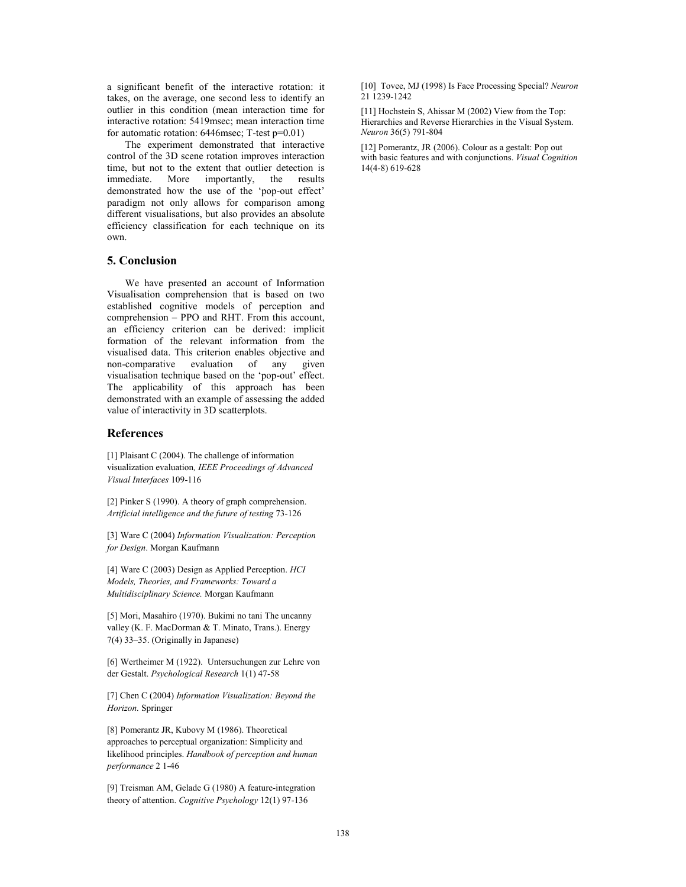a significant benefit of the interactive rotation: it takes, on the average, one second less to identify an outlier in this condition (mean interaction time for interactive rotation: 5419msec; mean interaction time for automatic rotation: 6446msec; T-test $p=0.01$)

The experiment demonstrated that interactive control of the 3D scene rotation improves interaction time, but not to the extent that outlier detection is immediate. More importantly, the results demonstrated how the use of the 'pop-out effect' paradigm not only allows for comparison among different visualisations, but also provides an absolute efficiency classification for each technique on its own.

## 5. Conclusion

We have presented an account of Information Visualisation comprehension that is based on two established cognitive models of perception and comprehension – PPO and RHT. From this account, an efficiency criterion can be derived: implicit formation of the relevant information from the visualised data. This criterion enables objective and non-comparative evaluation of any given visualisation technique based on the 'pop-out' effect. The applicability of this approach has been demonstrated with an example of assessing the added value of interactivity in 3D scatterplots.

## References

[1] Plaisant C (2004). The challenge of information visualization evaluation*, IEEE Proceedings of Advanced Visual Interfaces* 109-116

[2] Pinker S (1990). A theory of graph comprehension. *Artificial intelligence and the future of testing* 73-126

[3] Ware C (2004) *Information Visualization: Perception for Design*. Morgan Kaufmann

[4] Ware C (2003) Design as Applied Perception. *HCI Models, Theories, and Frameworks: Toward a Multidisciplinary Science.* Morgan Kaufmann

[5] Mori, Masahiro (1970). Bukimi no tani The uncanny valley (K. F. MacDorman & T. Minato, Trans.). Energy 7(4) 33–35. (Originally in Japanese)

[6] Wertheimer M (1922). Untersuchungen zur Lehre von der Gestalt. *Psychological Research* 1(1) 47-58

[7] Chen C (2004) *Information Visualization: Beyond the Horizon.* Springer

[8] Pomerantz JR, Kubovy M (1986). Theoretical approaches to perceptual organization: Simplicity and likelihood principles. *Handbook of perception and human performance* 2 1-46

[9] Treisman AM, Gelade G (1980) A feature-integration theory of attention. *Cognitive Psychology* 12(1) 97-136

[10] Tovee, MJ (1998) Is Face Processing Special? *Neuron* 21 1239-1242

[11] Hochstein S, Ahissar M (2002) View from the Top: Hierarchies and Reverse Hierarchies in the Visual System. *Neuron* 36(5) 791-804

[12] Pomerantz, JR (2006). Colour as a gestalt: Pop out with basic features and with conjunctions. *Visual Cognition* 14(4-8) 619-628